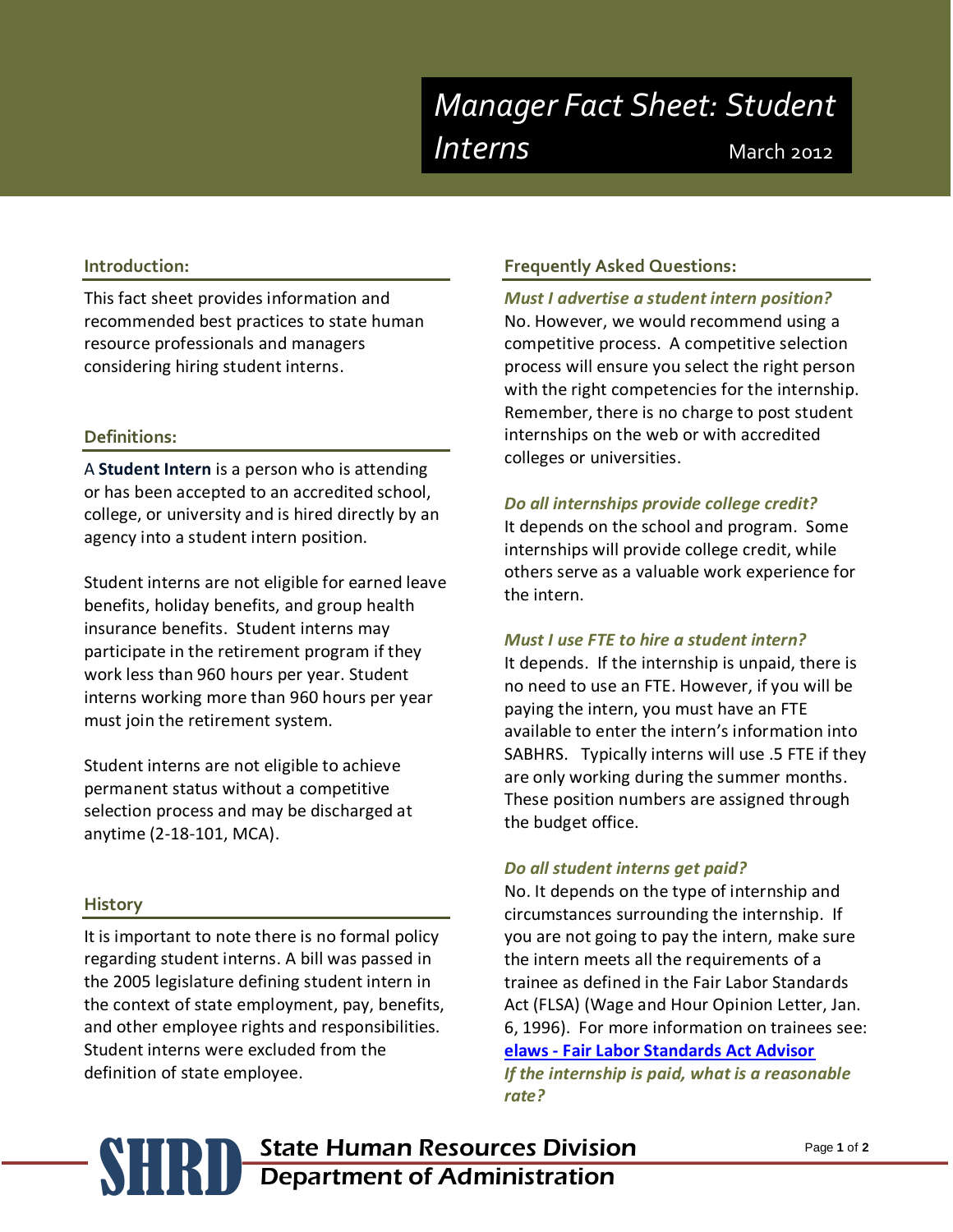# Manager Fact Sheet: Student Interns

March 2012

## Introduction:

This fact sheet provides information and recommended best practices to state human resource professionals and managers considering hiring student interns.

## Definitions:

A **Student Intern** is a person who is attending or has been accepted to an accredited school, college, or university and is hired directly by an agency into a student intern position.

Student interns are not eligible for earned leave benefits, holiday benefits, and group health insurance benefits. Student interns may participate in the retirement program if they work less than 960 hours per year. Student interns working more than 960 hours per year must join the retirement system.

Student interns are not eligible to achieve permanent status without a competitive selection process and may be discharged at anytime (2-18-101, MCA).

## History

It is important to note there is no formal policy regarding student interns. A bill was passed in the 2005 legislature defining student intern in the context of state employment, pay, benefits, and other employee rights and responsibilities. Student interns were excluded from the definition of state employee.

## Frequently Asked Questions:

***Must I advertise a student intern position?***

No. However, we would recommend using a competitive process. A competitive selection process will ensure you select the right person with the right competencies for the internship. Remember, there is no charge to post student internships on the web or with accredited colleges or universities.

***Do all internships provide college credit?***

It depends on the school and program. Some internships will provide college credit, while others serve as a valuable work experience for the intern.

***Must I use FTE to hire a student intern?***

It depends. If the internship is unpaid, there is no need to use an FTE. However, if you will be paying the intern, you must have an FTE available to enter the intern's information into SABHRS. Typically interns will use .5 FTE if they are only working during the summer months. These position numbers are assigned through the budget office.

***Do all student interns get paid?***

No. It depends on the type of internship and circumstances surrounding the internship. If you are not going to pay the intern, make sure the intern meets all the requirements of a trainee as defined in the Fair Labor Standards Act (FLSA) (Wage and Hour Opinion Letter, Jan. 6, 1996). For more information on trainees see: elaws - Fair Labor Standards Act Advisor

***If the internship is paid, what is a reasonable rate?***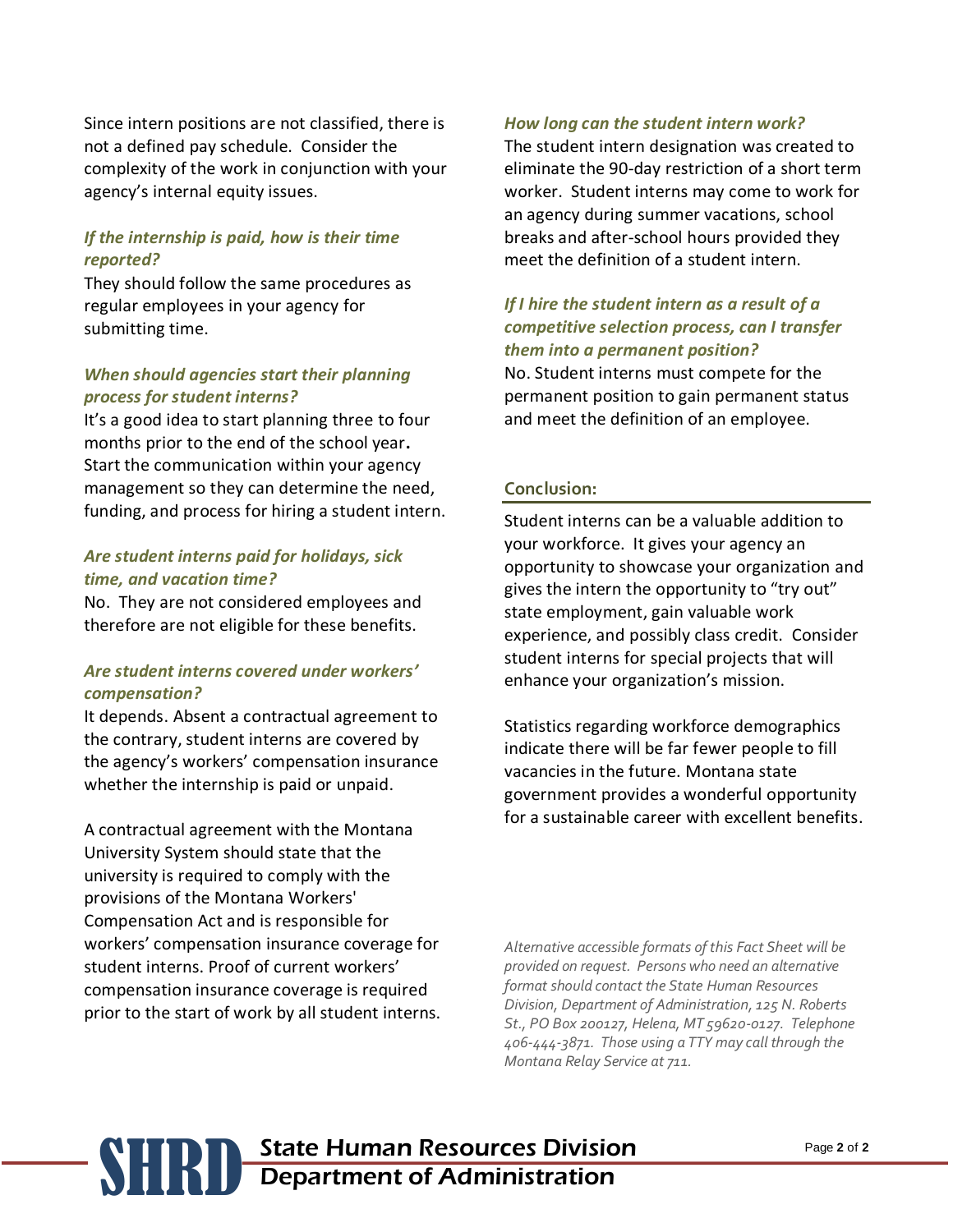Since intern positions are not classified, there is not a defined pay schedule. Consider the complexity of the work in conjunction with your agency's internal equity issues.

***If the internship is paid, how is their time reported?***

They should follow the same procedures as regular employees in your agency for submitting time.

***When should agencies start their planning process for student interns?***

It's a good idea to start planning three to four months prior to the end of the school year**.** Start the communication within your agency management so they can determine the need, funding, and process for hiring a student intern.

***Are student interns paid for holidays, sick time, and vacation time?***

No. They are not considered employees and therefore are not eligible for these benefits.

***Are student interns covered under workers' compensation?***

It depends. Absent a contractual agreement to the contrary, student interns are covered by the agency's workers' compensation insurance whether the internship is paid or unpaid.

A contractual agreement with the Montana University System should state that the university is required to comply with the provisions of the Montana Workers' Compensation Act and is responsible for workers' compensation insurance coverage for student interns. Proof of current workers' compensation insurance coverage is required prior to the start of work by all student interns.

***How long can the student intern work?***

The student intern designation was created to eliminate the 90-day restriction of a short term worker. Student interns may come to work for an agency during summer vacations, school breaks and after-school hours provided they meet the definition of a student intern.

***If I hire the student intern as a result of a competitive selection process, can I transfer them into a permanent position?***

No. Student interns must compete for the permanent position to gain permanent status and meet the definition of an employee.

## Conclusion:

Student interns can be a valuable addition to your workforce. It gives your agency an opportunity to showcase your organization and gives the intern the opportunity to "try out" state employment, gain valuable work experience, and possibly class credit. Consider student interns for special projects that will enhance your organization's mission.

Statistics regarding workforce demographics indicate there will be far fewer people to fill vacancies in the future. Montana state government provides a wonderful opportunity for a sustainable career with excellent benefits.

*Alternative accessible formats of this Fact Sheet will be provided on request. Persons who need an alternative format should contact the State Human Resources Division, Department of Administration, 125 N. Roberts St., PO Box 200127, Helena, MT 59620-0127. Telephone 406-444-3871. Those using a TTY may call through the Montana Relay Service at 711.*

SHRD State Human Resources Division
Department of Administration